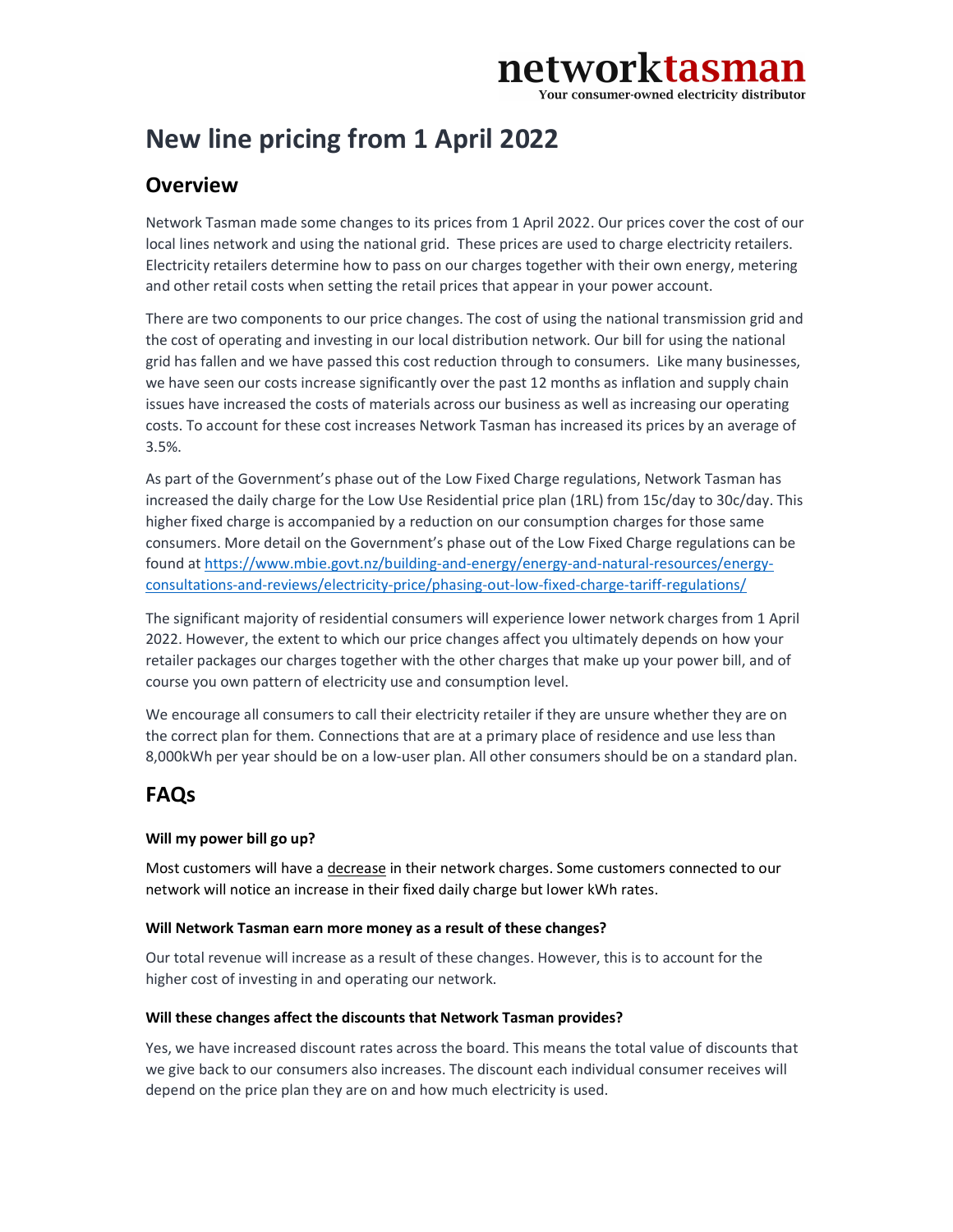networktasman
Your consumer-owned electricity distributor

# New line pricing from 1 April 2022

## Overview

Network Tasman made some changes to its prices from 1 April 2022. Our prices cover the cost of our local lines network and using the national grid. These prices are used to charge electricity retailers. Electricity retailers determine how to pass on our charges together with their own energy, metering and other retail costs when setting the retail prices that appear in your power account.

There are two components to our price changes. The cost of using the national transmission grid and the cost of operating and investing in our local distribution network. Our bill for using the national grid has fallen and we have passed this cost reduction through to consumers. Like many businesses, we have seen our costs increase significantly over the past 12 months as inflation and supply chain issues have increased the costs of materials across our business as well as increasing our operating costs. To account for these cost increases Network Tasman has increased its prices by an average of 3.5%.

As part of the Government's phase out of the Low Fixed Charge regulations, Network Tasman has increased the daily charge for the Low Use Residential price plan (1RL) from 15c/day to 30c/day. This higher fixed charge is accompanied by a reduction on our consumption charges for those same consumers. More detail on the Government's phase out of the Low Fixed Charge regulations can be found at https://www.mbie.govt.nz/building-and-energy/energy-and-natural-resources/energy-consultations-and-reviews/electricity-price/phasing-out-low-fixed-charge-tariff-regulations/

The significant majority of residential consumers will experience lower network charges from 1 April 2022. However, the extent to which our price changes affect you ultimately depends on how your retailer packages our charges together with the other charges that make up your power bill, and of course you own pattern of electricity use and consumption level.

We encourage all consumers to call their electricity retailer if they are unsure whether they are on the correct plan for them. Connections that are at a primary place of residence and use less than 8,000kWh per year should be on a low-user plan. All other consumers should be on a standard plan.

## FAQs

**Will my power bill go up?**

Most customers will have a decrease in their network charges. Some customers connected to our network will notice an increase in their fixed daily charge but lower kWh rates.

**Will Network Tasman earn more money as a result of these changes?**

Our total revenue will increase as a result of these changes. However, this is to account for the higher cost of investing in and operating our network.

**Will these changes affect the discounts that Network Tasman provides?**

Yes, we have increased discount rates across the board. This means the total value of discounts that we give back to our consumers also increases. The discount each individual consumer receives will depend on the price plan they are on and how much electricity is used.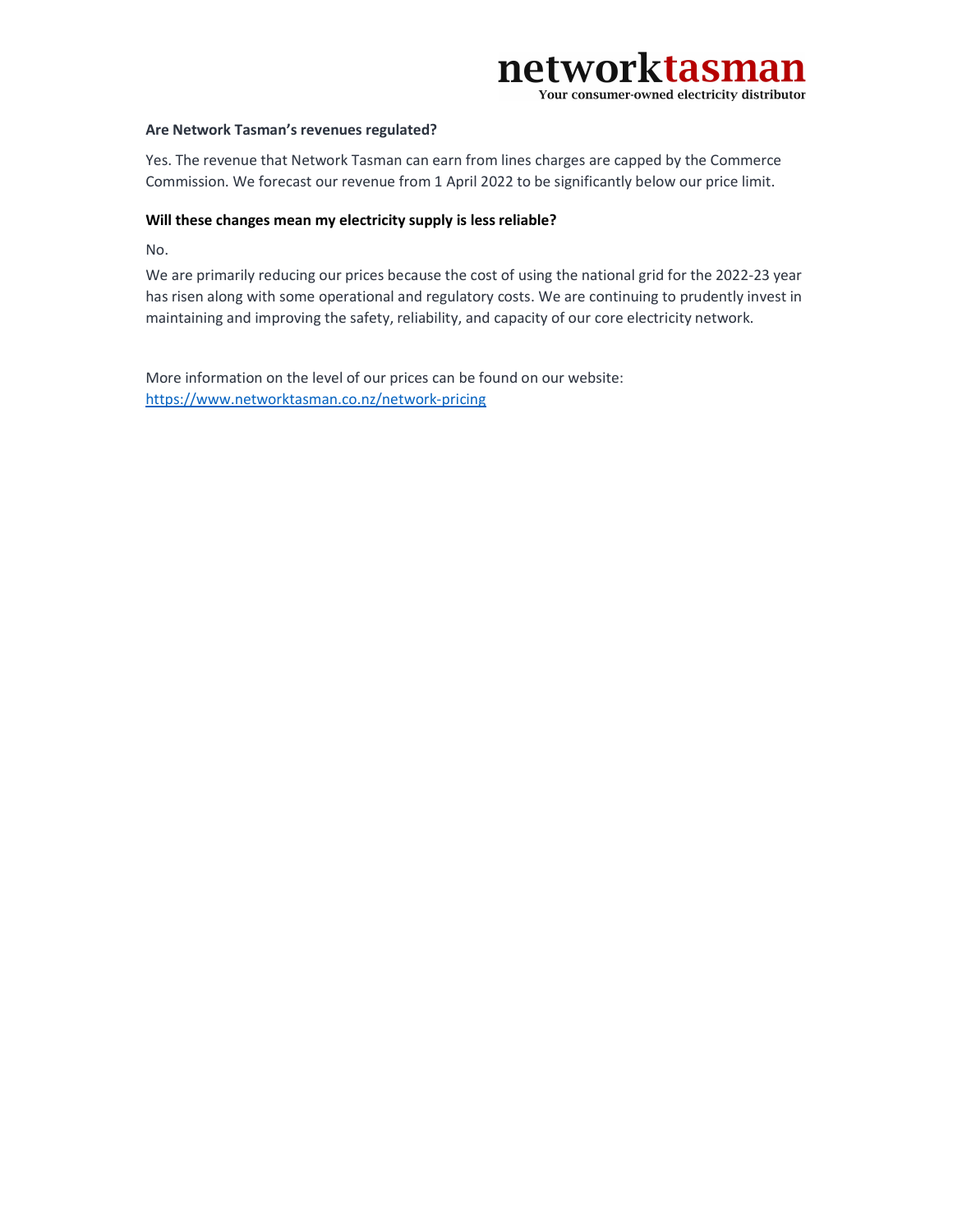**Are Network Tasman's revenues regulated?**

Yes. The revenue that Network Tasman can earn from lines charges are capped by the Commerce Commission. We forecast our revenue from 1 April 2022 to be significantly below our price limit.

**Will these changes mean my electricity supply is less reliable?**

No.

We are primarily reducing our prices because the cost of using the national grid for the 2022-23 year has risen along with some operational and regulatory costs. We are continuing to prudently invest in maintaining and improving the safety, reliability, and capacity of our core electricity network.

More information on the level of our prices can be found on our website: https://www.networktasman.co.nz/network-pricing